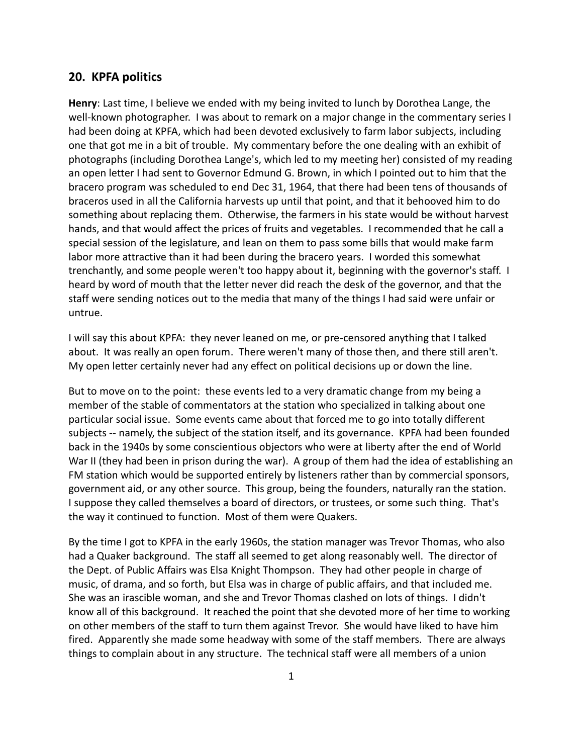## 20. KPFA politics

**Henry**: Last time, I believe we ended with my being invited to lunch by Dorothea Lange, the well-known photographer. I was about to remark on a major change in the commentary series I had been doing at KPFA, which had been devoted exclusively to farm labor subjects, including one that got me in a bit of trouble. My commentary before the one dealing with an exhibit of photographs (including Dorothea Lange's, which led to my meeting her) consisted of my reading an open letter I had sent to Governor Edmund G. Brown, in which I pointed out to him that the bracero program was scheduled to end Dec 31, 1964, that there had been tens of thousands of braceros used in all the California harvests up until that point, and that it behooved him to do something about replacing them. Otherwise, the farmers in his state would be without harvest hands, and that would affect the prices of fruits and vegetables. I recommended that he call a special session of the legislature, and lean on them to pass some bills that would make farm labor more attractive than it had been during the bracero years. I worded this somewhat trenchantly, and some people weren't too happy about it, beginning with the governor's staff. I heard by word of mouth that the letter never did reach the desk of the governor, and that the staff were sending notices out to the media that many of the things I had said were unfair or untrue.

I will say this about KPFA: they never leaned on me, or pre-censored anything that I talked about. It was really an open forum. There weren't many of those then, and there still aren't. My open letter certainly never had any effect on political decisions up or down the line.

But to move on to the point: these events led to a very dramatic change from my being a member of the stable of commentators at the station who specialized in talking about one particular social issue. Some events came about that forced me to go into totally different subjects -- namely, the subject of the station itself, and its governance. KPFA had been founded back in the 1940s by some conscientious objectors who were at liberty after the end of World War II (they had been in prison during the war). A group of them had the idea of establishing an FM station which would be supported entirely by listeners rather than by commercial sponsors, government aid, or any other source. This group, being the founders, naturally ran the station. I suppose they called themselves a board of directors, or trustees, or some such thing. That's the way it continued to function. Most of them were Quakers.

By the time I got to KPFA in the early 1960s, the station manager was Trevor Thomas, who also had a Quaker background. The staff all seemed to get along reasonably well. The director of the Dept. of Public Affairs was Elsa Knight Thompson. They had other people in charge of music, of drama, and so forth, but Elsa was in charge of public affairs, and that included me. She was an irascible woman, and she and Trevor Thomas clashed on lots of things. I didn't know all of this background. It reached the point that she devoted more of her time to working on other members of the staff to turn them against Trevor. She would have liked to have him fired. Apparently she made some headway with some of the staff members. There are always things to complain about in any structure. The technical staff were all members of a union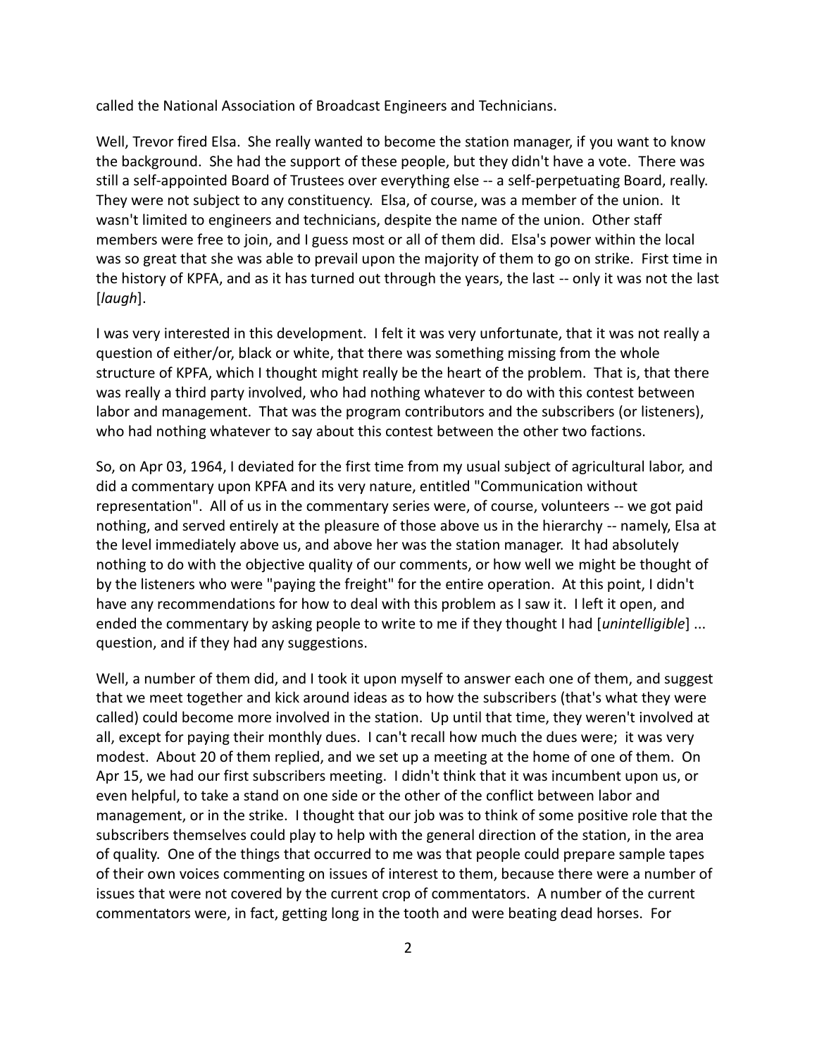called the National Association of Broadcast Engineers and Technicians.

Well, Trevor fired Elsa. She really wanted to become the station manager, if you want to know the background. She had the support of these people, but they didn't have a vote. There was still a self-appointed Board of Trustees over everything else -- a self-perpetuating Board, really. They were not subject to any constituency. Elsa, of course, was a member of the union. It wasn't limited to engineers and technicians, despite the name of the union. Other staff members were free to join, and I guess most or all of them did. Elsa's power within the local was so great that she was able to prevail upon the majority of them to go on strike. First time in the history of KPFA, and as it has turned out through the years, the last -- only it was not the last [*laugh*].

I was very interested in this development. I felt it was very unfortunate, that it was not really a question of either/or, black or white, that there was something missing from the whole structure of KPFA, which I thought might really be the heart of the problem. That is, that there was really a third party involved, who had nothing whatever to do with this contest between labor and management. That was the program contributors and the subscribers (or listeners), who had nothing whatever to say about this contest between the other two factions.

So, on Apr 03, 1964, I deviated for the first time from my usual subject of agricultural labor, and did a commentary upon KPFA and its very nature, entitled "Communication without representation". All of us in the commentary series were, of course, volunteers -- we got paid nothing, and served entirely at the pleasure of those above us in the hierarchy -- namely, Elsa at the level immediately above us, and above her was the station manager. It had absolutely nothing to do with the objective quality of our comments, or how well we might be thought of by the listeners who were "paying the freight" for the entire operation. At this point, I didn't have any recommendations for how to deal with this problem as I saw it. I left it open, and ended the commentary by asking people to write to me if they thought I had [*unintelligible*] ... question, and if they had any suggestions.

Well, a number of them did, and I took it upon myself to answer each one of them, and suggest that we meet together and kick around ideas as to how the subscribers (that's what they were called) could become more involved in the station. Up until that time, they weren't involved at all, except for paying their monthly dues. I can't recall how much the dues were; it was very modest. About 20 of them replied, and we set up a meeting at the home of one of them. On Apr 15, we had our first subscribers meeting. I didn't think that it was incumbent upon us, or even helpful, to take a stand on one side or the other of the conflict between labor and management, or in the strike. I thought that our job was to think of some positive role that the subscribers themselves could play to help with the general direction of the station, in the area of quality. One of the things that occurred to me was that people could prepare sample tapes of their own voices commenting on issues of interest to them, because there were a number of issues that were not covered by the current crop of commentators. A number of the current commentators were, in fact, getting long in the tooth and were beating dead horses. For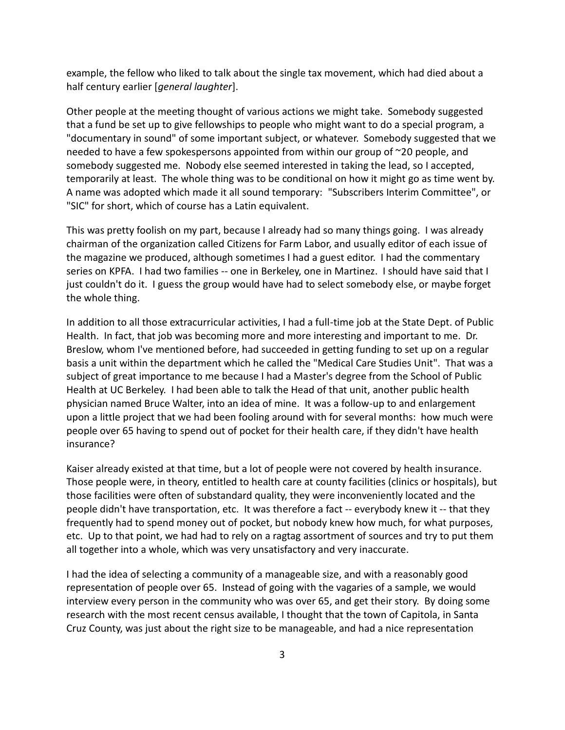example, the fellow who liked to talk about the single tax movement, which had died about a half century earlier [*general laughter*].

Other people at the meeting thought of various actions we might take. Somebody suggested that a fund be set up to give fellowships to people who might want to do a special program, a "documentary in sound" of some important subject, or whatever. Somebody suggested that we needed to have a few spokespersons appointed from within our group of ~20 people, and somebody suggested me. Nobody else seemed interested in taking the lead, so I accepted, temporarily at least. The whole thing was to be conditional on how it might go as time went by. A name was adopted which made it all sound temporary: "Subscribers Interim Committee", or "SIC" for short, which of course has a Latin equivalent.

This was pretty foolish on my part, because I already had so many things going. I was already chairman of the organization called Citizens for Farm Labor, and usually editor of each issue of the magazine we produced, although sometimes I had a guest editor. I had the commentary series on KPFA. I had two families -- one in Berkeley, one in Martinez. I should have said that I just couldn't do it. I guess the group would have had to select somebody else, or maybe forget the whole thing.

In addition to all those extracurricular activities, I had a full-time job at the State Dept. of Public Health. In fact, that job was becoming more and more interesting and important to me. Dr. Breslow, whom I've mentioned before, had succeeded in getting funding to set up on a regular basis a unit within the department which he called the "Medical Care Studies Unit". That was a subject of great importance to me because I had a Master's degree from the School of Public Health at UC Berkeley. I had been able to talk the Head of that unit, another public health physician named Bruce Walter, into an idea of mine. It was a follow-up to and enlargement upon a little project that we had been fooling around with for several months: how much were people over 65 having to spend out of pocket for their health care, if they didn't have health insurance?

Kaiser already existed at that time, but a lot of people were not covered by health insurance. Those people were, in theory, entitled to health care at county facilities (clinics or hospitals), but those facilities were often of substandard quality, they were inconveniently located and the people didn't have transportation, etc. It was therefore a fact -- everybody knew it -- that they frequently had to spend money out of pocket, but nobody knew how much, for what purposes, etc. Up to that point, we had had to rely on a ragtag assortment of sources and try to put them all together into a whole, which was very unsatisfactory and very inaccurate.

I had the idea of selecting a community of a manageable size, and with a reasonably good representation of people over 65. Instead of going with the vagaries of a sample, we would interview every person in the community who was over 65, and get their story. By doing some research with the most recent census available, I thought that the town of Capitola, in Santa Cruz County, was just about the right size to be manageable, and had a nice representation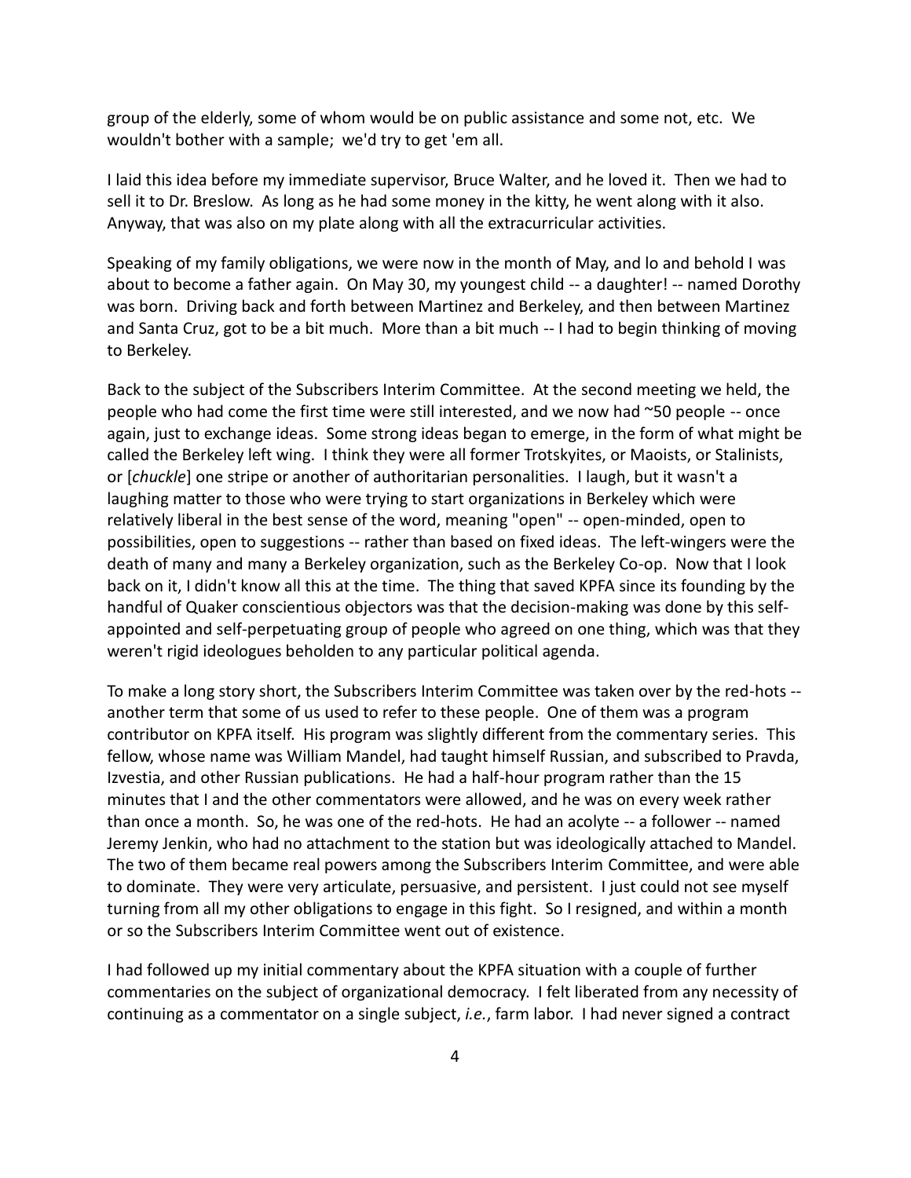group of the elderly, some of whom would be on public assistance and some not, etc. We wouldn't bother with a sample; we'd try to get 'em all.

I laid this idea before my immediate supervisor, Bruce Walter, and he loved it. Then we had to sell it to Dr. Breslow. As long as he had some money in the kitty, he went along with it also. Anyway, that was also on my plate along with all the extracurricular activities.

Speaking of my family obligations, we were now in the month of May, and lo and behold I was about to become a father again. On May 30, my youngest child -- a daughter! -- named Dorothy was born. Driving back and forth between Martinez and Berkeley, and then between Martinez and Santa Cruz, got to be a bit much. More than a bit much -- I had to begin thinking of moving to Berkeley.

Back to the subject of the Subscribers Interim Committee. At the second meeting we held, the people who had come the first time were still interested, and we now had ~50 people -- once again, just to exchange ideas. Some strong ideas began to emerge, in the form of what might be called the Berkeley left wing. I think they were all former Trotskyites, or Maoists, or Stalinists, or [*chuckle*] one stripe or another of authoritarian personalities. I laugh, but it wasn't a laughing matter to those who were trying to start organizations in Berkeley which were relatively liberal in the best sense of the word, meaning "open" -- open-minded, open to possibilities, open to suggestions -- rather than based on fixed ideas. The left-wingers were the death of many and many a Berkeley organization, such as the Berkeley Co-op. Now that I look back on it, I didn't know all this at the time. The thing that saved KPFA since its founding by the handful of Quaker conscientious objectors was that the decision-making was done by this self-appointed and self-perpetuating group of people who agreed on one thing, which was that they weren't rigid ideologues beholden to any particular political agenda.

To make a long story short, the Subscribers Interim Committee was taken over by the red-hots -- another term that some of us used to refer to these people. One of them was a program contributor on KPFA itself. His program was slightly different from the commentary series. This fellow, whose name was William Mandel, had taught himself Russian, and subscribed to Pravda, Izvestia, and other Russian publications. He had a half-hour program rather than the 15 minutes that I and the other commentators were allowed, and he was on every week rather than once a month. So, he was one of the red-hots. He had an acolyte -- a follower -- named Jeremy Jenkin, who had no attachment to the station but was ideologically attached to Mandel. The two of them became real powers among the Subscribers Interim Committee, and were able to dominate. They were very articulate, persuasive, and persistent. I just could not see myself turning from all my other obligations to engage in this fight. So I resigned, and within a month or so the Subscribers Interim Committee went out of existence.

I had followed up my initial commentary about the KPFA situation with a couple of further commentaries on the subject of organizational democracy. I felt liberated from any necessity of continuing as a commentator on a single subject, *i.e.*, farm labor. I had never signed a contract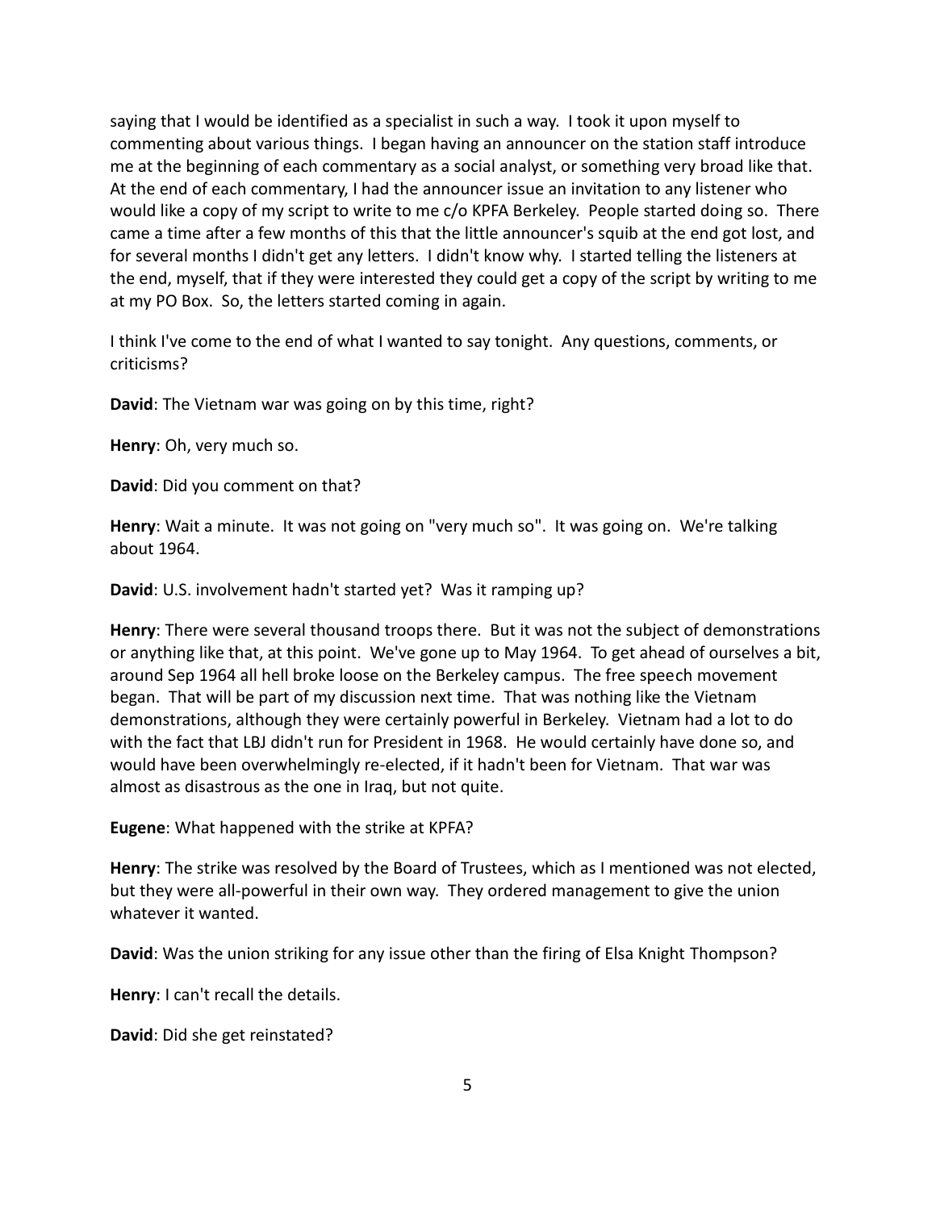saying that I would be identified as a specialist in such a way. I took it upon myself to commenting about various things. I began having an announcer on the station staff introduce me at the beginning of each commentary as a social analyst, or something very broad like that. At the end of each commentary, I had the announcer issue an invitation to any listener who would like a copy of my script to write to me c/o KPFA Berkeley. People started doing so. There came a time after a few months of this that the little announcer's squib at the end got lost, and for several months I didn't get any letters. I didn't know why. I started telling the listeners at the end, myself, that if they were interested they could get a copy of the script by writing to me at my PO Box. So, the letters started coming in again.

I think I've come to the end of what I wanted to say tonight. Any questions, comments, or criticisms?

**David**: The Vietnam war was going on by this time, right?

**Henry**: Oh, very much so.

**David**: Did you comment on that?

**Henry**: Wait a minute. It was not going on "very much so". It was going on. We're talking about 1964.

**David**: U.S. involvement hadn't started yet? Was it ramping up?

**Henry**: There were several thousand troops there. But it was not the subject of demonstrations or anything like that, at this point. We've gone up to May 1964. To get ahead of ourselves a bit, around Sep 1964 all hell broke loose on the Berkeley campus. The free speech movement began. That will be part of my discussion next time. That was nothing like the Vietnam demonstrations, although they were certainly powerful in Berkeley. Vietnam had a lot to do with the fact that LBJ didn't run for President in 1968. He would certainly have done so, and would have been overwhelmingly re-elected, if it hadn't been for Vietnam. That war was almost as disastrous as the one in Iraq, but not quite.

**Eugene**: What happened with the strike at KPFA?

**Henry**: The strike was resolved by the Board of Trustees, which as I mentioned was not elected, but they were all-powerful in their own way. They ordered management to give the union whatever it wanted.

**David**: Was the union striking for any issue other than the firing of Elsa Knight Thompson?

**Henry**: I can't recall the details.

**David**: Did she get reinstated?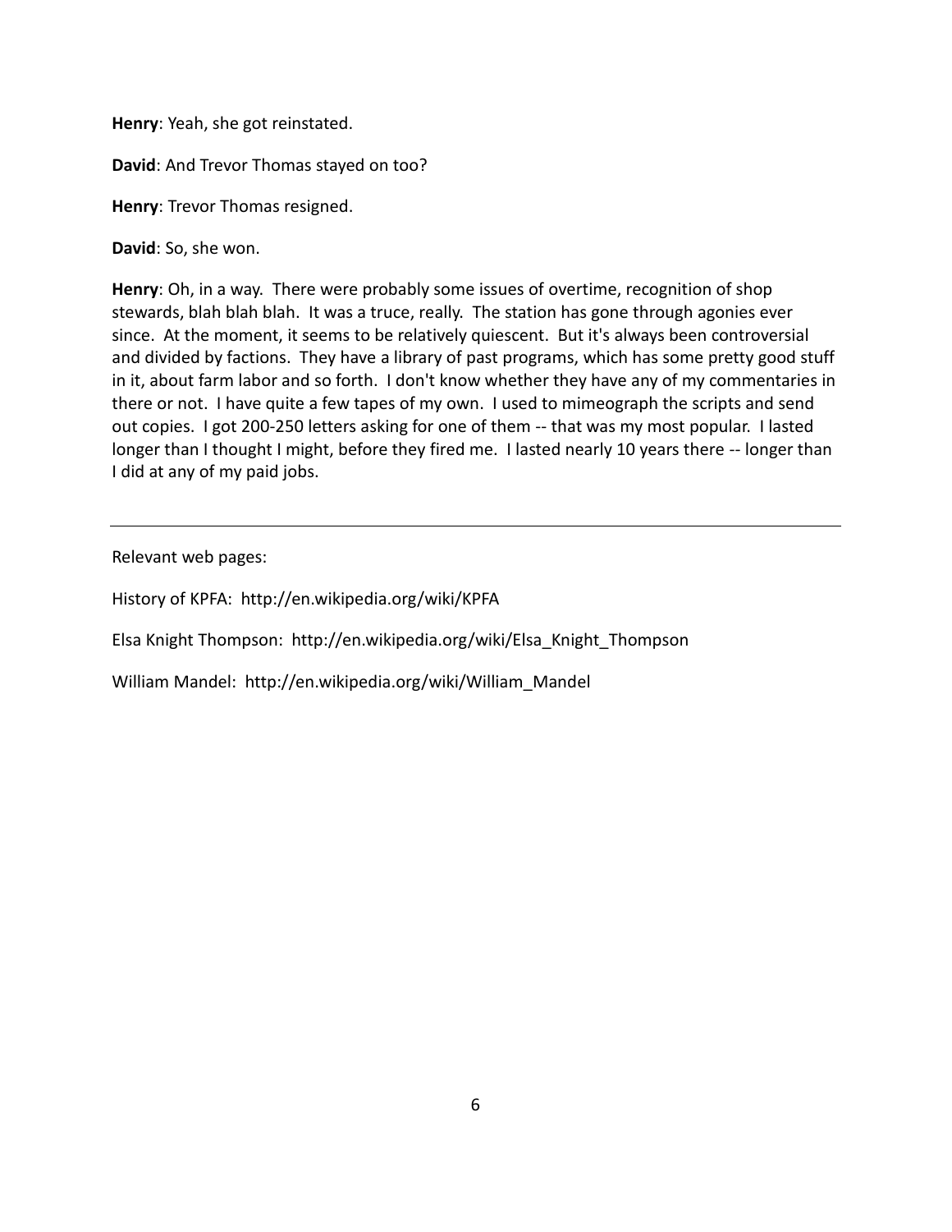**Henry**: Yeah, she got reinstated.

**David**: And Trevor Thomas stayed on too?

**Henry**: Trevor Thomas resigned.

**David**: So, she won.

**Henry**: Oh, in a way. There were probably some issues of overtime, recognition of shop stewards, blah blah blah. It was a truce, really. The station has gone through agonies ever since. At the moment, it seems to be relatively quiescent. But it's always been controversial and divided by factions. They have a library of past programs, which has some pretty good stuff in it, about farm labor and so forth. I don't know whether they have any of my commentaries in there or not. I have quite a few tapes of my own. I used to mimeograph the scripts and send out copies. I got 200-250 letters asking for one of them -- that was my most popular. I lasted longer than I thought I might, before they fired me. I lasted nearly 10 years there -- longer than I did at any of my paid jobs.

---

Relevant web pages:

History of KPFA: http://en.wikipedia.org/wiki/KPFA

Elsa Knight Thompson: http://en.wikipedia.org/wiki/Elsa_Knight_Thompson

William Mandel: http://en.wikipedia.org/wiki/William_Mandel